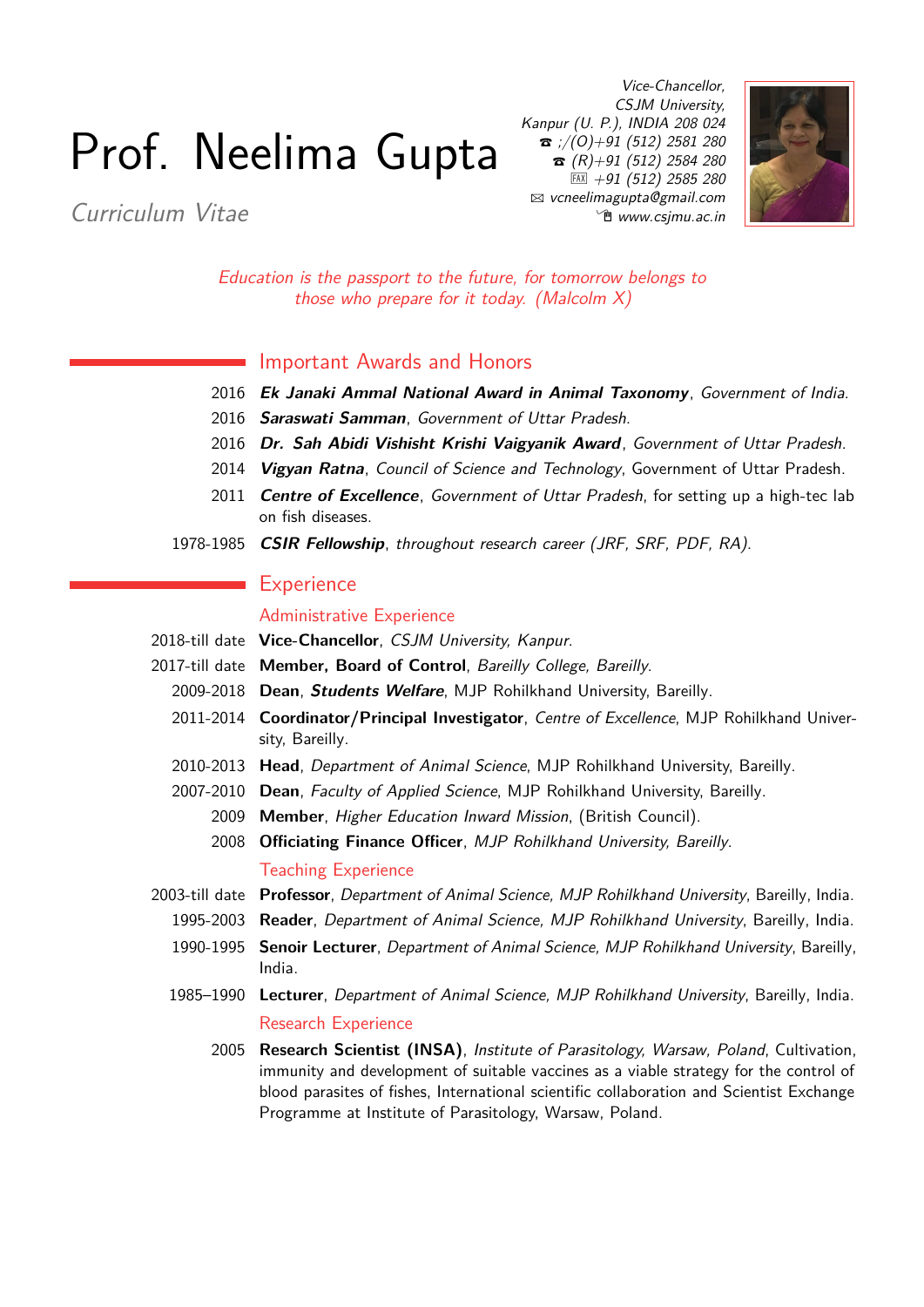# Prof. Neelima Gupta

*Curriculum Vitae*

*Vice-Chancellor,*
*CSJM University,*
*Kanpur (U. P.), INDIA 208 024*
☎ *;/(O)+91 (512) 2581 280*
☎ *(R)+91 (512) 2584 280*
FAX *+91 (512) 2585 280*
✉ *vcneelimagupta@gmail.com*
*www.csjmu.ac.in*

*Education is the passport to the future, for tomorrow belongs to those who prepare for it today. (Malcolm X)*

## Important Awards and Honors

- 2016 ***Ek Janaki Ammal National Award in Animal Taxonomy***, *Government of India.*
- 2016 ***Saraswati Samman***, *Government of Uttar Pradesh.*
- 2016 ***Dr. Sah Abidi Vishisht Krishi Vaigyanik Award***, *Government of Uttar Pradesh.*
- 2014 ***Vigyan Ratna***, *Council of Science and Technology*, Government of Uttar Pradesh.
- 2011 ***Centre of Excellence***, *Government of Uttar Pradesh*, for setting up a high-tec lab on fish diseases.
- 1978-1985 ***CSIR Fellowship***, *throughout research career (JRF, SRF, PDF, RA).*

## Experience

### Administrative Experience

- 2018-till date **Vice-Chancellor**, *CSJM University, Kanpur.*
- 2017-till date **Member, Board of Control**, *Bareilly College, Bareilly.*
- 2009-2018 **Dean**, ***Students Welfare***, MJP Rohilkhand University, Bareilly.
- 2011-2014 **Coordinator/Principal Investigator**, *Centre of Excellence*, MJP Rohilkhand University, Bareilly.
- 2010-2013 **Head**, *Department of Animal Science*, MJP Rohilkhand University, Bareilly.
- 2007-2010 **Dean**, *Faculty of Applied Science*, MJP Rohilkhand University, Bareilly.
- 2009 **Member**, *Higher Education Inward Mission*, (British Council).
- 2008 **Officiating Finance Officer**, *MJP Rohilkhand University, Bareilly.*

### Teaching Experience

- 2003-till date **Professor**, *Department of Animal Science, MJP Rohilkhand University*, Bareilly, India.
- 1995-2003 **Reader**, *Department of Animal Science, MJP Rohilkhand University*, Bareilly, India.
- 1990-1995 **Senoir Lecturer**, *Department of Animal Science, MJP Rohilkhand University*, Bareilly, India.
- 1985–1990 **Lecturer**, *Department of Animal Science, MJP Rohilkhand University*, Bareilly, India.

### Research Experience

- 2005 **Research Scientist (INSA)**, *Institute of Parasitology, Warsaw, Poland*, Cultivation, immunity and development of suitable vaccines as a viable strategy for the control of blood parasites of fishes, International scientific collaboration and Scientist Exchange Programme at Institute of Parasitology, Warsaw, Poland.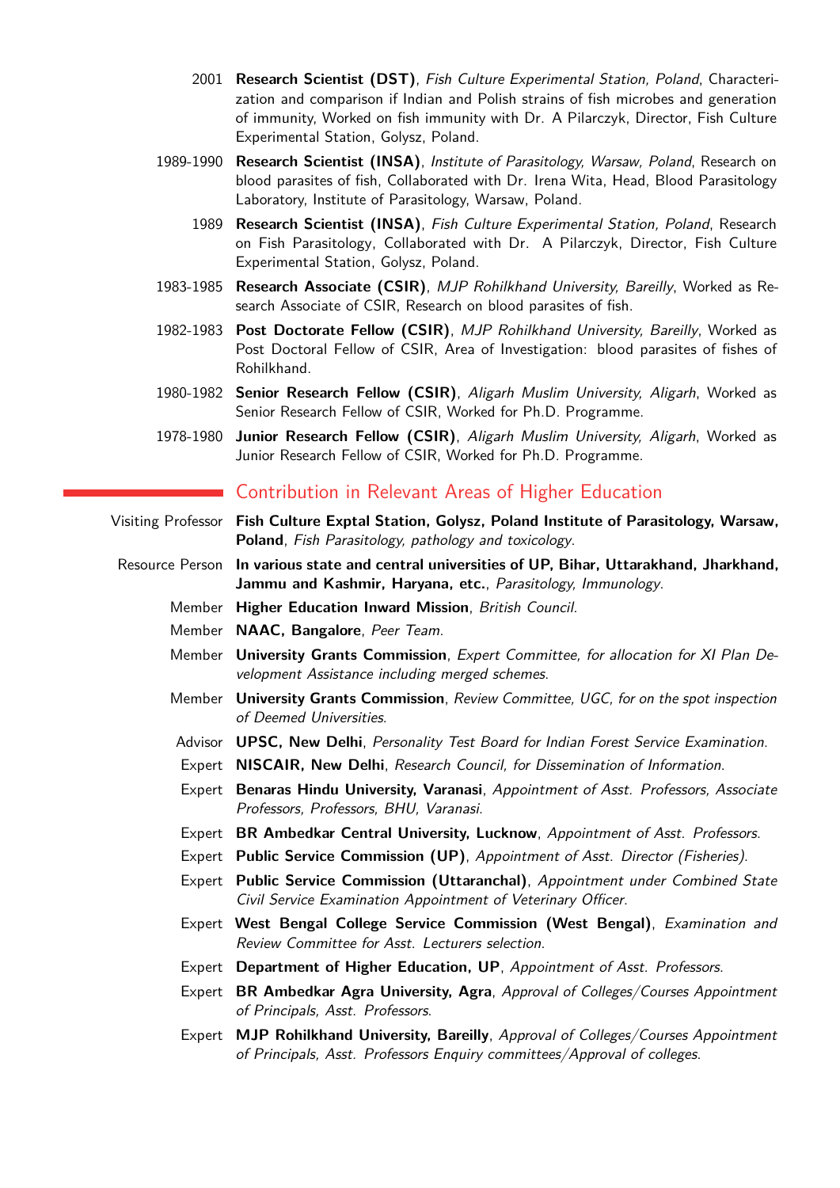- 2001 **Research Scientist (DST)**, *Fish Culture Experimental Station, Poland*, Characterization and comparison if Indian and Polish strains of fish microbes and generation of immunity, Worked on fish immunity with Dr. A Pilarczyk, Director, Fish Culture Experimental Station, Golysz, Poland.
- 1989-1990 **Research Scientist (INSA)**, *Institute of Parasitology, Warsaw, Poland*, Research on blood parasites of fish, Collaborated with Dr. Irena Wita, Head, Blood Parasitology Laboratory, Institute of Parasitology, Warsaw, Poland.
- 1989 **Research Scientist (INSA)**, *Fish Culture Experimental Station, Poland*, Research on Fish Parasitology, Collaborated with Dr. A Pilarczyk, Director, Fish Culture Experimental Station, Golysz, Poland.
- 1983-1985 **Research Associate (CSIR)**, *MJP Rohilkhand University, Bareilly*, Worked as Research Associate of CSIR, Research on blood parasites of fish.
- 1982-1983 **Post Doctorate Fellow (CSIR)**, *MJP Rohilkhand University, Bareilly*, Worked as Post Doctoral Fellow of CSIR, Area of Investigation: blood parasites of fishes of Rohilkhand.
- 1980-1982 **Senior Research Fellow (CSIR)**, *Aligarh Muslim University, Aligarh*, Worked as Senior Research Fellow of CSIR, Worked for Ph.D. Programme.
- 1978-1980 **Junior Research Fellow (CSIR)**, *Aligarh Muslim University, Aligarh*, Worked as Junior Research Fellow of CSIR, Worked for Ph.D. Programme.

## Contribution in Relevant Areas of Higher Education

- Visiting Professor **Fish Culture Exptal Station, Golysz, Poland Institute of Parasitology, Warsaw, Poland**, *Fish Parasitology, pathology and toxicology.*
- Resource Person **In various state and central universities of UP, Bihar, Uttarakhand, Jharkhand, Jammu and Kashmir, Haryana, etc.**, *Parasitology, Immunology.*
- Member **Higher Education Inward Mission**, *British Council.*
- Member **NAAC, Bangalore**, *Peer Team.*
- Member **University Grants Commission**, *Expert Committee, for allocation for XI Plan Development Assistance including merged schemes.*
- Member **University Grants Commission**, *Review Committee, UGC, for on the spot inspection of Deemed Universities.*
- Advisor **UPSC, New Delhi**, *Personality Test Board for Indian Forest Service Examination.*
- Expert **NISCAIR, New Delhi**, *Research Council, for Dissemination of Information.*
- Expert **Benaras Hindu University, Varanasi**, *Appointment of Asst. Professors, Associate Professors, Professors, BHU, Varanasi.*
- Expert **BR Ambedkar Central University, Lucknow**, *Appointment of Asst. Professors.*
- Expert **Public Service Commission (UP)**, *Appointment of Asst. Director (Fisheries).*
- Expert **Public Service Commission (Uttaranchal)**, *Appointment under Combined State Civil Service Examination Appointment of Veterinary Officer.*
- Expert **West Bengal College Service Commission (West Bengal)**, *Examination and Review Committee for Asst. Lecturers selection.*
- Expert **Department of Higher Education, UP**, *Appointment of Asst. Professors.*
- Expert **BR Ambedkar Agra University, Agra**, *Approval of Colleges/Courses Appointment of Principals, Asst. Professors.*
- Expert **MJP Rohilkhand University, Bareilly**, *Approval of Colleges/Courses Appointment of Principals, Asst. Professors Enquiry committees/Approval of colleges.*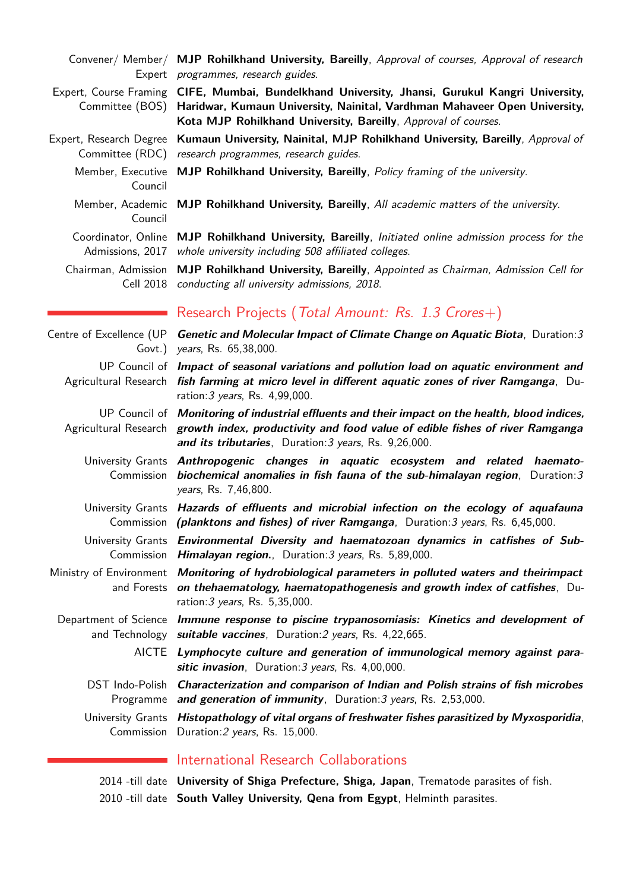Convener/ Member/ Expert — **MJP Rohilkhand University, Bareilly**, *Approval of courses, Approval of research programmes, research guides.*

Expert, Course Framing Committee (BOS) — **CIFE, Mumbai, Bundelkhand University, Jhansi, Gurukul Kangri University, Haridwar, Kumaun University, Nainital, Vardhman Mahaveer Open University, Kota MJP Rohilkhand University, Bareilly**, *Approval of courses.*

Expert, Research Degree Committee (RDC) — **Kumaun University, Nainital, MJP Rohilkhand University, Bareilly**, *Approval of research programmes, research guides.*

Member, Executive Council — **MJP Rohilkhand University, Bareilly**, *Policy framing of the university.*

Member, Academic Council — **MJP Rohilkhand University, Bareilly**, *All academic matters of the university.*

Coordinator, Online Admissions, 2017 — **MJP Rohilkhand University, Bareilly**, *Initiated online admission process for the whole university including 508 affiliated colleges.*

Chairman, Admission Cell 2018 — **MJP Rohilkhand University, Bareilly**, *Appointed as Chairman, Admission Cell for conducting all university admissions, 2018.*

## Research Projects (*Total Amount: Rs. 1.3 Crores+*)

Centre of Excellence (UP Govt.) — ***Genetic and Molecular Impact of Climate Change on Aquatic Biota***, Duration:*3 years*, Rs. 65,38,000.

UP Council of Agricultural Research — ***Impact of seasonal variations and pollution load on aquatic environment and fish farming at micro level in different aquatic zones of river Ramganga***, Duration:*3 years*, Rs. 4,99,000.

UP Council of Agricultural Research — ***Monitoring of industrial effluents and their impact on the health, blood indices, growth index, productivity and food value of edible fishes of river Ramganga and its tributaries***, Duration:*3 years*, Rs. 9,26,000.

University Grants Commission — ***Anthropogenic changes in aquatic ecosystem and related haemato-biochemical anomalies in fish fauna of the sub-himalayan region***, Duration:*3 years*, Rs. 7,46,800.

University Grants Commission — ***Hazards of effluents and microbial infection on the ecology of aquafauna (planktons and fishes) of river Ramganga***, Duration:*3 years*, Rs. 6,45,000.

University Grants Commission — ***Environmental Diversity and haematozoan dynamics in catfishes of Sub-Himalayan region.***, Duration:*3 years*, Rs. 5,89,000.

Ministry of Environment and Forests — ***Monitoring of hydrobiological parameters in polluted waters and theirimpact on thehaematology, haematopathogenesis and growth index of catfishes***, Duration:*3 years*, Rs. 5,35,000.

Department of Science and Technology — ***Immune response to piscine trypanosomiasis: Kinetics and development of suitable vaccines***, Duration:*2 years*, Rs. 4,22,665.

AICTE — ***Lymphocyte culture and generation of immunological memory against parasitic invasion***, Duration:*3 years*, Rs. 4,00,000.

DST Indo-Polish Programme — ***Characterization and comparison of Indian and Polish strains of fish microbes and generation of immunity***, Duration:*3 years*, Rs. 2,53,000.

University Grants Commission — ***Histopathology of vital organs of freshwater fishes parasitized by Myxosporidia***, Duration:*2 years*, Rs. 15,000.

## International Research Collaborations

2014 -till date — **University of Shiga Prefecture, Shiga, Japan**, Trematode parasites of fish.

2010 -till date — **South Valley University, Qena from Egypt**, Helminth parasites.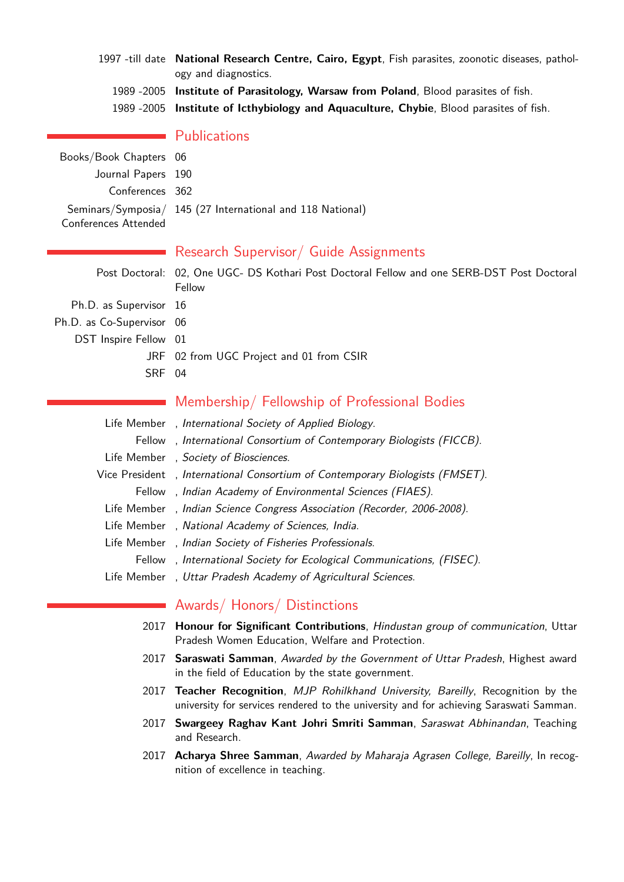1997 -till date **National Research Centre, Cairo, Egypt**, Fish parasites, zoonotic diseases, pathology and diagnostics.

1989 -2005 **Institute of Parasitology, Warsaw from Poland**, Blood parasites of fish.

1989 -2005 **Institute of Icthybiology and Aquaculture, Chybie**, Blood parasites of fish.

## Publications

Books/Book Chapters 06

Journal Papers 190

Conferences 362

Seminars/Symposia/ Conferences Attended 145 (27 International and 118 National)

## Research Supervisor/ Guide Assignments

Post Doctoral: 02, One UGC- DS Kothari Post Doctoral Fellow and one SERB-DST Post Doctoral Fellow

Ph.D. as Supervisor 16

Ph.D. as Co-Supervisor 06

DST Inspire Fellow 01

JRF 02 from UGC Project and 01 from CSIR

SRF 04

## Membership/ Fellowship of Professional Bodies

Life Member , *International Society of Applied Biology.*

Fellow , *International Consortium of Contemporary Biologists (FICCB).*

Life Member , *Society of Biosciences.*

Vice President , *International Consortium of Contemporary Biologists (FMSET).*

Fellow , *Indian Academy of Environmental Sciences (FIAES).*

Life Member , *Indian Science Congress Association (Recorder, 2006-2008).*

Life Member , *National Academy of Sciences, India.*

Life Member , *Indian Society of Fisheries Professionals.*

Fellow , *International Society for Ecological Communications, (FISEC).*

Life Member , *Uttar Pradesh Academy of Agricultural Sciences.*

## Awards/ Honors/ Distinctions

2017 **Honour for Significant Contributions**, *Hindustan group of communication*, Uttar Pradesh Women Education, Welfare and Protection.

2017 **Saraswati Samman**, *Awarded by the Government of Uttar Pradesh*, Highest award in the field of Education by the state government.

2017 **Teacher Recognition**, *MJP Rohilkhand University, Bareilly*, Recognition by the university for services rendered to the university and for achieving Saraswati Samman.

2017 **Swargeey Raghav Kant Johri Smriti Samman**, *Saraswat Abhinandan*, Teaching and Research.

2017 **Acharya Shree Samman**, *Awarded by Maharaja Agrasen College, Bareilly*, In recognition of excellence in teaching.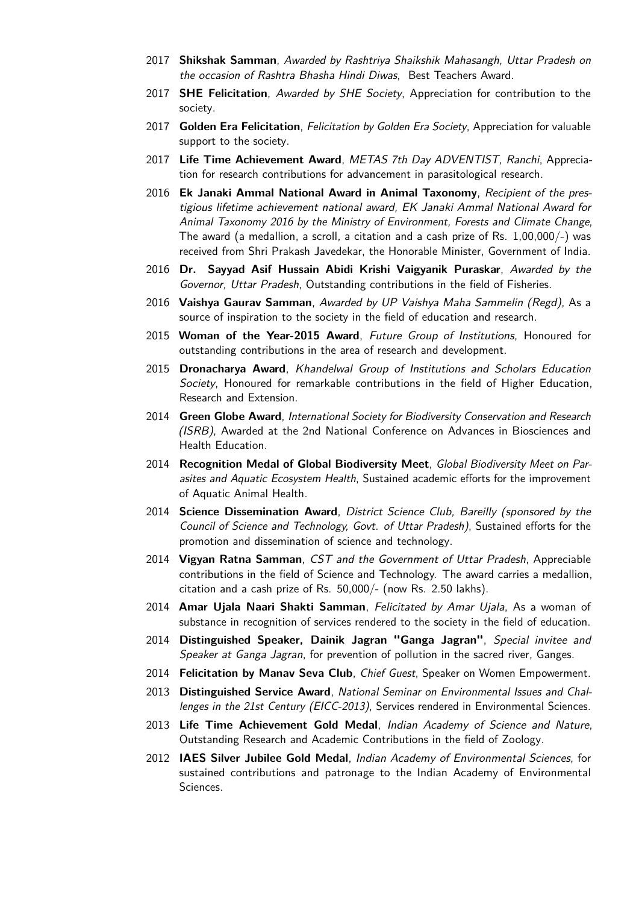2017 **Shikshak Samman**, *Awarded by Rashtriya Shaikshik Mahasangh, Uttar Pradesh on the occasion of Rashtra Bhasha Hindi Diwas*, Best Teachers Award.

2017 **SHE Felicitation**, *Awarded by SHE Society*, Appreciation for contribution to the society.

2017 **Golden Era Felicitation**, *Felicitation by Golden Era Society*, Appreciation for valuable support to the society.

2017 **Life Time Achievement Award**, *METAS 7th Day ADVENTIST, Ranchi*, Appreciation for research contributions for advancement in parasitological research.

2016 **Ek Janaki Ammal National Award in Animal Taxonomy**, *Recipient of the prestigious lifetime achievement national award, EK Janaki Ammal National Award for Animal Taxonomy 2016 by the Ministry of Environment, Forests and Climate Change*, The award (a medallion, a scroll, a citation and a cash prize of Rs. 1,00,000/-) was received from Shri Prakash Javedekar, the Honorable Minister, Government of India.

2016 **Dr. Sayyad Asif Hussain Abidi Krishi Vaigyanik Puraskar**, *Awarded by the Governor, Uttar Pradesh*, Outstanding contributions in the field of Fisheries.

2016 **Vaishya Gaurav Samman**, *Awarded by UP Vaishya Maha Sammelin (Regd)*, As a source of inspiration to the society in the field of education and research.

2015 **Woman of the Year-2015 Award**, *Future Group of Institutions*, Honoured for outstanding contributions in the area of research and development.

2015 **Dronacharya Award**, *Khandelwal Group of Institutions and Scholars Education Society*, Honoured for remarkable contributions in the field of Higher Education, Research and Extension.

2014 **Green Globe Award**, *International Society for Biodiversity Conservation and Research (ISRB)*, Awarded at the 2nd National Conference on Advances in Biosciences and Health Education.

2014 **Recognition Medal of Global Biodiversity Meet**, *Global Biodiversity Meet on Parasites and Aquatic Ecosystem Health*, Sustained academic efforts for the improvement of Aquatic Animal Health.

2014 **Science Dissemination Award**, *District Science Club, Bareilly (sponsored by the Council of Science and Technology, Govt. of Uttar Pradesh)*, Sustained efforts for the promotion and dissemination of science and technology.

2014 **Vigyan Ratna Samman**, *CST and the Government of Uttar Pradesh*, Appreciable contributions in the field of Science and Technology. The award carries a medallion, citation and a cash prize of Rs. 50,000/- (now Rs. 2.50 lakhs).

2014 **Amar Ujala Naari Shakti Samman**, *Felicitated by Amar Ujala*, As a woman of substance in recognition of services rendered to the society in the field of education.

2014 **Distinguished Speaker, Dainik Jagran "Ganga Jagran"**, *Special invitee and Speaker at Ganga Jagran*, for prevention of pollution in the sacred river, Ganges.

2014 **Felicitation by Manav Seva Club**, *Chief Guest*, Speaker on Women Empowerment.

2013 **Distinguished Service Award**, *National Seminar on Environmental Issues and Challenges in the 21st Century (EICC-2013)*, Services rendered in Environmental Sciences.

2013 **Life Time Achievement Gold Medal**, *Indian Academy of Science and Nature*, Outstanding Research and Academic Contributions in the field of Zoology.

2012 **IAES Silver Jubilee Gold Medal**, *Indian Academy of Environmental Sciences*, for sustained contributions and patronage to the Indian Academy of Environmental Sciences.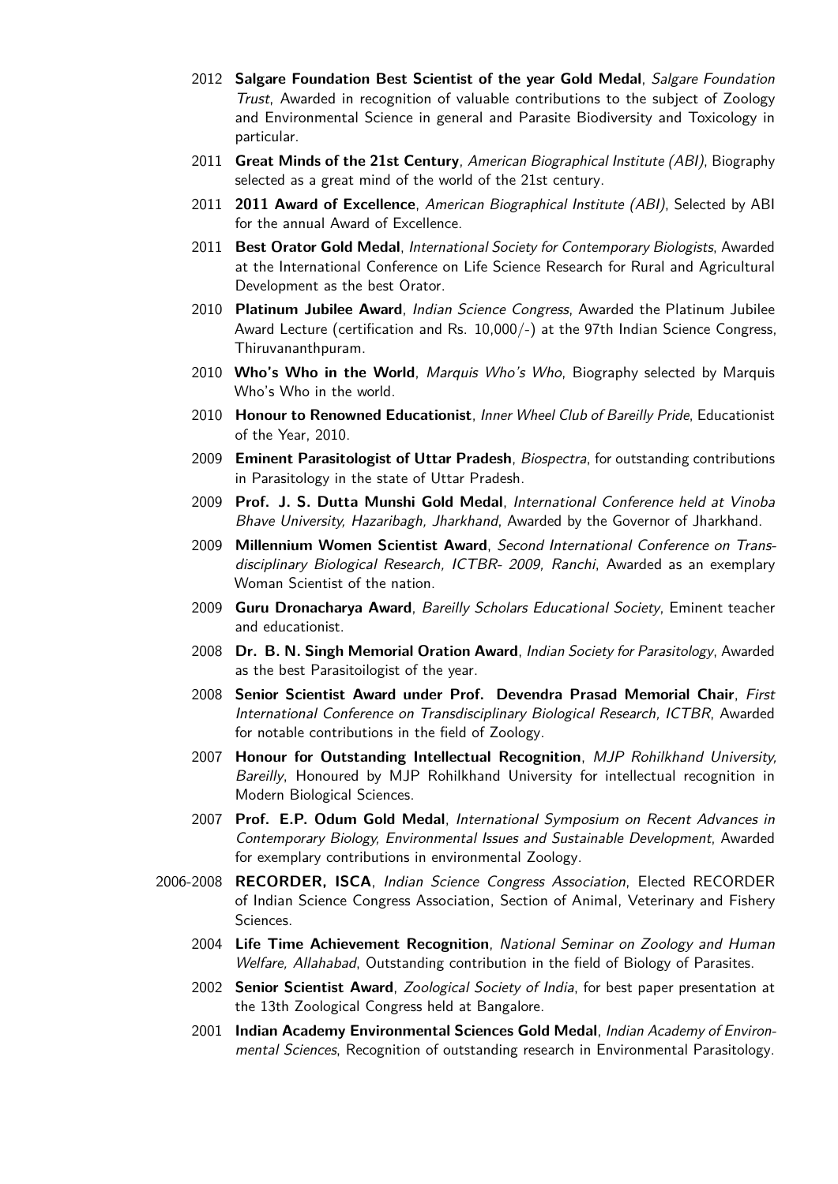2012 **Salgare Foundation Best Scientist of the year Gold Medal**, *Salgare Foundation Trust*, Awarded in recognition of valuable contributions to the subject of Zoology and Environmental Science in general and Parasite Biodiversity and Toxicology in particular.

2011 **Great Minds of the 21st Century**, *American Biographical Institute (ABI)*, Biography selected as a great mind of the world of the 21st century.

2011 **2011 Award of Excellence**, *American Biographical Institute (ABI)*, Selected by ABI for the annual Award of Excellence.

2011 **Best Orator Gold Medal**, *International Society for Contemporary Biologists*, Awarded at the International Conference on Life Science Research for Rural and Agricultural Development as the best Orator.

2010 **Platinum Jubilee Award**, *Indian Science Congress*, Awarded the Platinum Jubilee Award Lecture (certification and Rs. 10,000/-) at the 97th Indian Science Congress, Thiruvananthpuram.

2010 **Who's Who in the World**, *Marquis Who's Who*, Biography selected by Marquis Who's Who in the world.

2010 **Honour to Renowned Educationist**, *Inner Wheel Club of Bareilly Pride*, Educationist of the Year, 2010.

2009 **Eminent Parasitologist of Uttar Pradesh**, *Biospectra*, for outstanding contributions in Parasitology in the state of Uttar Pradesh.

2009 **Prof. J. S. Dutta Munshi Gold Medal**, *International Conference held at Vinoba Bhave University, Hazaribagh, Jharkhand*, Awarded by the Governor of Jharkhand.

2009 **Millennium Women Scientist Award**, *Second International Conference on Transdisciplinary Biological Research, ICTBR- 2009, Ranchi*, Awarded as an exemplary Woman Scientist of the nation.

2009 **Guru Dronacharya Award**, *Bareilly Scholars Educational Society*, Eminent teacher and educationist.

2008 **Dr. B. N. Singh Memorial Oration Award**, *Indian Society for Parasitology*, Awarded as the best Parasitoilogist of the year.

2008 **Senior Scientist Award under Prof. Devendra Prasad Memorial Chair**, *First International Conference on Transdisciplinary Biological Research, ICTBR*, Awarded for notable contributions in the field of Zoology.

2007 **Honour for Outstanding Intellectual Recognition**, *MJP Rohilkhand University, Bareilly*, Honoured by MJP Rohilkhand University for intellectual recognition in Modern Biological Sciences.

2007 **Prof. E.P. Odum Gold Medal**, *International Symposium on Recent Advances in Contemporary Biology, Environmental Issues and Sustainable Development*, Awarded for exemplary contributions in environmental Zoology.

2006-2008 **RECORDER, ISCA**, *Indian Science Congress Association*, Elected RECORDER of Indian Science Congress Association, Section of Animal, Veterinary and Fishery Sciences.

2004 **Life Time Achievement Recognition**, *National Seminar on Zoology and Human Welfare, Allahabad*, Outstanding contribution in the field of Biology of Parasites.

2002 **Senior Scientist Award**, *Zoological Society of India*, for best paper presentation at the 13th Zoological Congress held at Bangalore.

2001 **Indian Academy Environmental Sciences Gold Medal**, *Indian Academy of Environmental Sciences*, Recognition of outstanding research in Environmental Parasitology.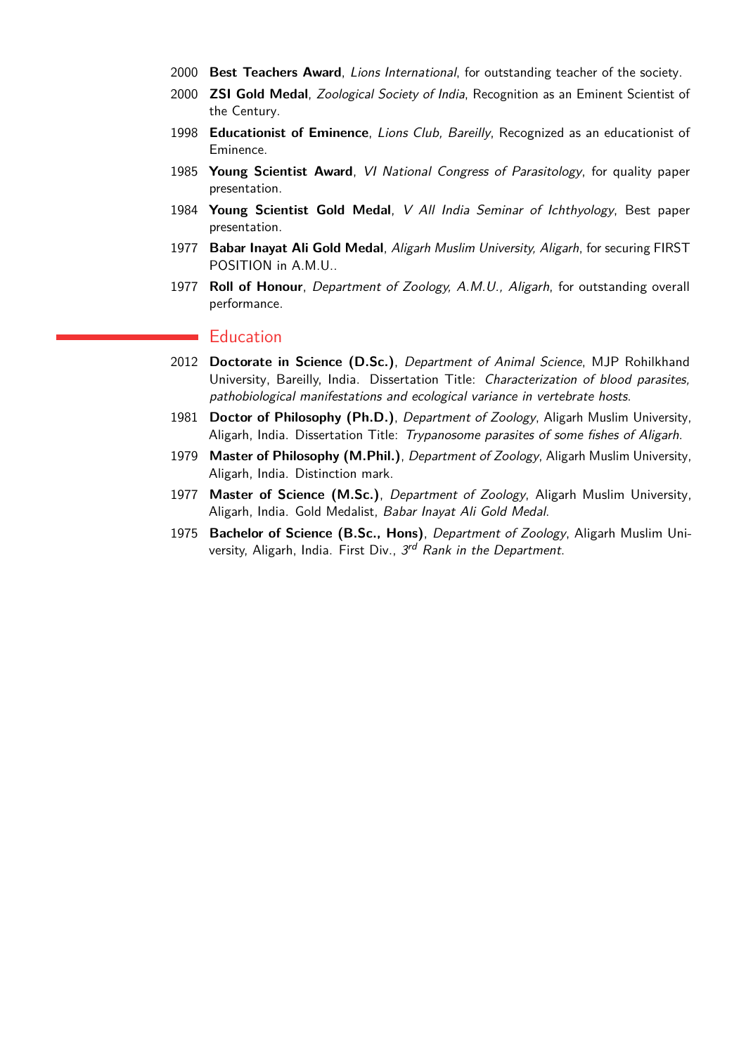- 2000 **Best Teachers Award**, *Lions International*, for outstanding teacher of the society.
- 2000 **ZSI Gold Medal**, *Zoological Society of India*, Recognition as an Eminent Scientist of the Century.
- 1998 **Educationist of Eminence**, *Lions Club, Bareilly*, Recognized as an educationist of Eminence.
- 1985 **Young Scientist Award**, *VI National Congress of Parasitology*, for quality paper presentation.
- 1984 **Young Scientist Gold Medal**, *V All India Seminar of Ichthyology*, Best paper presentation.
- 1977 **Babar Inayat Ali Gold Medal**, *Aligarh Muslim University, Aligarh*, for securing FIRST POSITION in A.M.U..
- 1977 **Roll of Honour**, *Department of Zoology, A.M.U., Aligarh*, for outstanding overall performance.

## Education

- 2012 **Doctorate in Science (D.Sc.)**, *Department of Animal Science*, MJP Rohilkhand University, Bareilly, India. Dissertation Title: *Characterization of blood parasites, pathobiological manifestations and ecological variance in vertebrate hosts*.
- 1981 **Doctor of Philosophy (Ph.D.)**, *Department of Zoology*, Aligarh Muslim University, Aligarh, India. Dissertation Title: *Trypanosome parasites of some fishes of Aligarh*.
- 1979 **Master of Philosophy (M.Phil.)**, *Department of Zoology*, Aligarh Muslim University, Aligarh, India. Distinction mark.
- 1977 **Master of Science (M.Sc.)**, *Department of Zoology*, Aligarh Muslim University, Aligarh, India. Gold Medalist, *Babar Inayat Ali Gold Medal*.
- 1975 **Bachelor of Science (B.Sc., Hons)**, *Department of Zoology*, Aligarh Muslim University, Aligarh, India. First Div., *3rd Rank in the Department*.